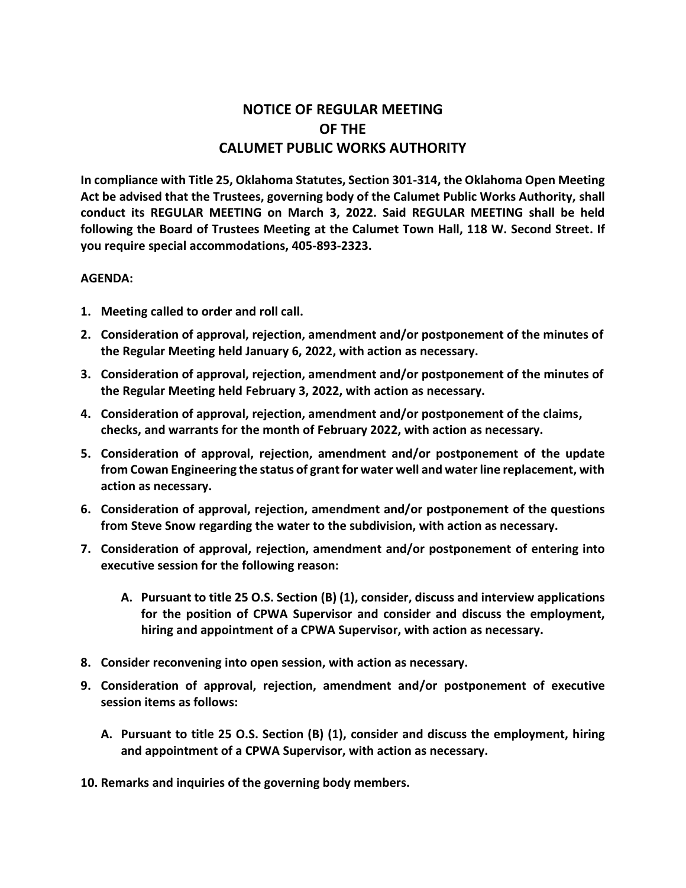# NOTICE OF REGULAR MEETING
# OF THE
# CALUMET PUBLIC WORKS AUTHORITY

**In compliance with Title 25, Oklahoma Statutes, Section 301-314, the Oklahoma Open Meeting Act be advised that the Trustees, governing body of the Calumet Public Works Authority, shall conduct its REGULAR MEETING on March 3, 2022. Said REGULAR MEETING shall be held following the Board of Trustees Meeting at the Calumet Town Hall, 118 W. Second Street. If you require special accommodations, 405-893-2323.**

**AGENDA:**

1. **Meeting called to order and roll call.**
2. **Consideration of approval, rejection, amendment and/or postponement of the minutes of the Regular Meeting held January 6, 2022, with action as necessary.**
3. **Consideration of approval, rejection, amendment and/or postponement of the minutes of the Regular Meeting held February 3, 2022, with action as necessary.**
4. **Consideration of approval, rejection, amendment and/or postponement of the claims, checks, and warrants for the month of February 2022, with action as necessary.**
5. **Consideration of approval, rejection, amendment and/or postponement of the update from Cowan Engineering the status of grant for water well and water line replacement, with action as necessary.**
6. **Consideration of approval, rejection, amendment and/or postponement of the questions from Steve Snow regarding the water to the subdivision, with action as necessary.**
7. **Consideration of approval, rejection, amendment and/or postponement of entering into executive session for the following reason:**
   - **A. Pursuant to title 25 O.S. Section (B) (1), consider, discuss and interview applications for the position of CPWA Supervisor and consider and discuss the employment, hiring and appointment of a CPWA Supervisor, with action as necessary.**
8. **Consider reconvening into open session, with action as necessary.**
9. **Consideration of approval, rejection, amendment and/or postponement of executive session items as follows:**
   - **A. Pursuant to title 25 O.S. Section (B) (1), consider and discuss the employment, hiring and appointment of a CPWA Supervisor, with action as necessary.**
10. **Remarks and inquiries of the governing body members.**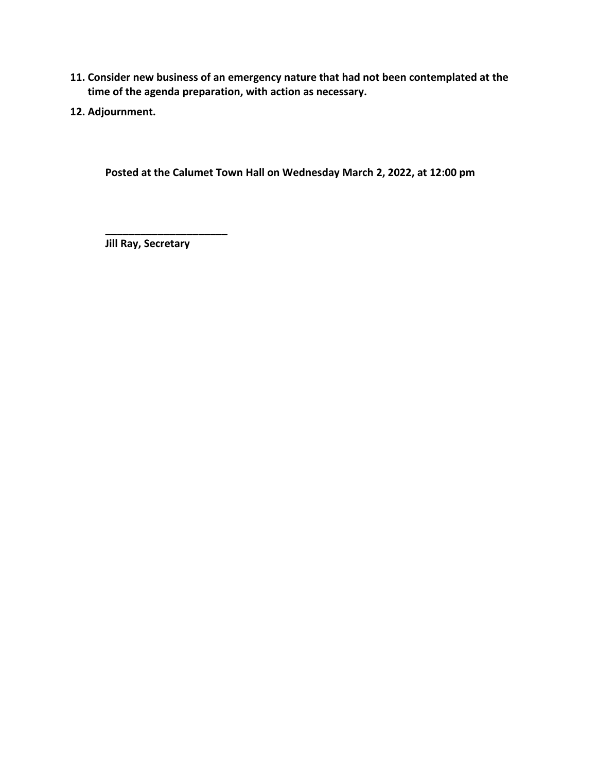11. **Consider new business of an emergency nature that had not been contemplated at the time of the agenda preparation, with action as necessary.**
12. **Adjournment.**

**Posted at the Calumet Town Hall on Wednesday March 2, 2022, at 12:00 pm**

**______________________**

**Jill Ray, Secretary**